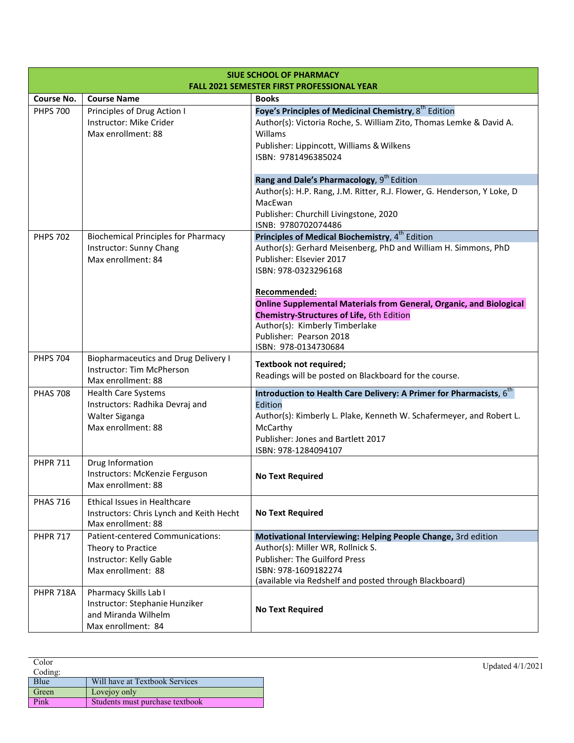| SIUE SCHOOL OF PHARMACY FALL 2021 SEMESTER FIRST PROFESSIONAL YEAR | | |
|---|---|---|
| **Course No.** | **Course Name** | **Books** |
| PHPS 700 | Principles of Drug Action I<br>Instructor: Mike Crider<br>Max enrollment: 88 | **Foye's Principles of Medicinal Chemistry**, 8th Edition<br>Author(s): Victoria Roche, S. William Zito, Thomas Lemke & David A. Willams<br>Publisher: Lippincott, Williams & Wilkens<br>ISBN: 9781496385024<br><br>**Rang and Dale's Pharmacology**, 9th Edition<br>Author(s): H.P. Rang, J.M. Ritter, R.J. Flower, G. Henderson, Y Loke, D MacEwan<br>Publisher: Churchill Livingstone, 2020<br>ISNB: 9780702074486 |
| PHPS 702 | Biochemical Principles for Pharmacy<br>Instructor: Sunny Chang<br>Max enrollment: 84 | **Principles of Medical Biochemistry**, 4th Edition<br>Author(s): Gerhard Meisenberg, PhD and William H. Simmons, PhD<br>Publisher: Elsevier 2017<br>ISBN: 978-0323296168<br><br>**Recommended:**<br>**Online Supplemental Materials from General, Organic, and Biological Chemistry-Structures of Life,** 6th Edition<br>Author(s): Kimberly Timberlake<br>Publisher: Pearson 2018<br>ISBN: 978-0134730684 |
| PHPS 704 | Biopharmaceutics and Drug Delivery I<br>Instructor: Tim McPherson<br>Max enrollment: 88 | **Textbook not required;**<br>Readings will be posted on Blackboard for the course. |
| PHAS 708 | Health Care Systems<br>Instructors: Radhika Devraj and Walter Siganga<br>Max enrollment: 88 | **Introduction to Health Care Delivery: A Primer for Pharmacists**, 6th Edition<br>Author(s): Kimberly L. Plake, Kenneth W. Schafermeyer, and Robert L. McCarthy<br>Publisher: Jones and Bartlett 2017<br>ISBN: 978-1284094107 |
| PHPR 711 | Drug Information<br>Instructors: McKenzie Ferguson<br>Max enrollment: 88 | **No Text Required** |
| PHAS 716 | Ethical Issues in Healthcare<br>Instructors: Chris Lynch and Keith Hecht<br>Max enrollment: 88 | **No Text Required** |
| PHPR 717 | Patient-centered Communications: Theory to Practice<br>Instructor: Kelly Gable<br>Max enrollment: 88 | **Motivational Interviewing: Helping People Change,** 3rd edition<br>Author(s): Miller WR, Rollnick S.<br>Publisher: The Guilford Press<br>ISBN: 978-1609182274<br>(available via Redshelf and posted through Blackboard) |
| PHPR 718A | Pharmacy Skills Lab I<br>Instructor: Stephanie Hunziker and Miranda Wilhelm<br>Max enrollment: 84 | **No Text Required** |

| Color Coding: | |
|---|---|
| Blue | Will have at Textbook Services |
| Green | Lovejoy only |
| Pink | Students must purchase textbook |

Updated 4/1/2021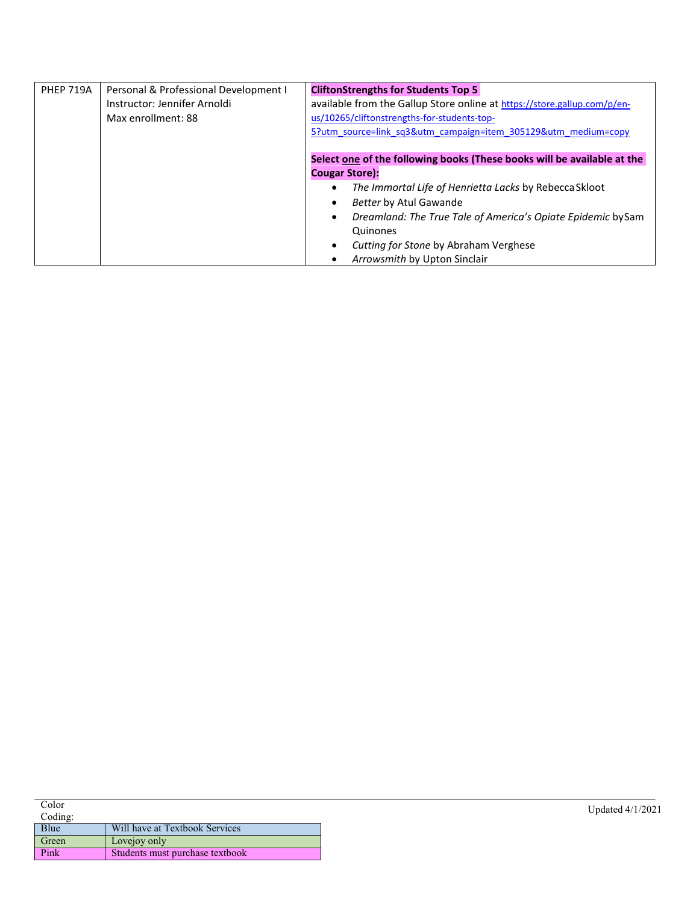| | | |
|---|---|---|
| PHEP 719A | Personal & Professional Development I<br>Instructor: Jennifer Arnoldi<br>Max enrollment: 88 | **CliftonStrengths for Students Top 5**<br>available from the Gallup Store online at https://store.gallup.com/p/en-us/10265/cliftonstrengths-for-students-top-5?utm_source=link_sq3&utm_campaign=item_305129&utm_medium=copy<br><br>**Select one of the following books (These books will be available at the Cougar Store):**<br>• *The Immortal Life of Henrietta Lacks* by Rebecca Skloot<br>• *Better* by Atul Gawande<br>• *Dreamland: The True Tale of America's Opiate Epidemic* by Sam Quinones<br>• *Cutting for Stone* by Abraham Verghese<br>• *Arrowsmith* by Upton Sinclair |

Color Coding:

| | |
|---|---|
| Blue | Will have at Textbook Services |
| Green | Lovejoy only |
| Pink | Students must purchase textbook |

Updated 4/1/2021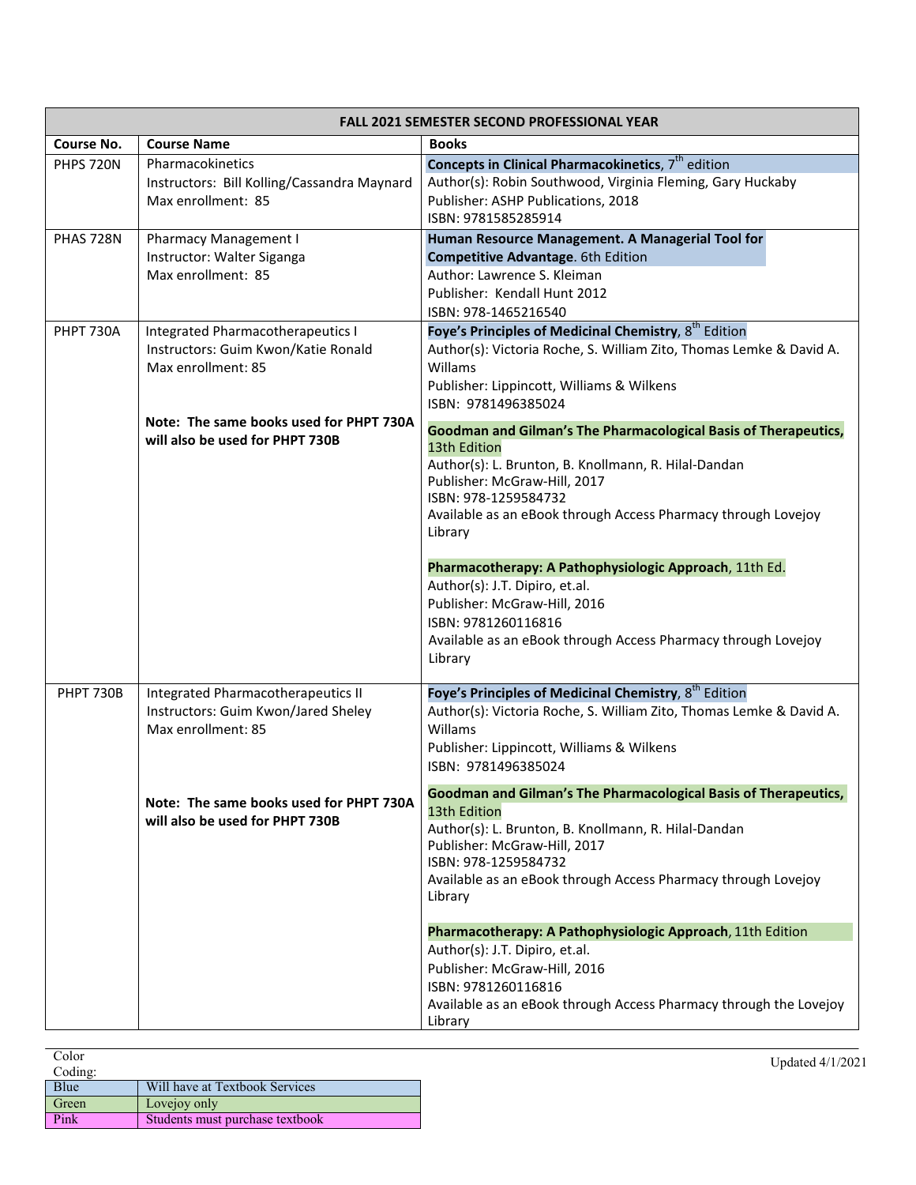| FALL 2021 SEMESTER SECOND PROFESSIONAL YEAR | | |
|---|---|---|
| **Course No.** | **Course Name** | **Books** |
| PHPS 720N | Pharmacokinetics<br>Instructors: Bill Kolling/Cassandra Maynard<br>Max enrollment: 85 | **Concepts in Clinical Pharmacokinetics**, 7th edition<br>Author(s): Robin Southwood, Virginia Fleming, Gary Huckaby<br>Publisher: ASHP Publications, 2018<br>ISBN: 9781585285914 |
| PHAS 728N | Pharmacy Management I<br>Instructor: Walter Siganga<br>Max enrollment: 85 | **Human Resource Management. A Managerial Tool for Competitive Advantage**. 6th Edition<br>Author: Lawrence S. Kleiman<br>Publisher: Kendall Hunt 2012<br>ISBN: 978-1465216540 |
| PHPT 730A | Integrated Pharmacotherapeutics I<br>Instructors: Guim Kwon/Katie Ronald<br>Max enrollment: 85<br><br>**Note: The same books used for PHPT 730A will also be used for PHPT 730B** | **Foye's Principles of Medicinal Chemistry**, 8th Edition<br>Author(s): Victoria Roche, S. William Zito, Thomas Lemke & David A. Willams<br>Publisher: Lippincott, Williams & Wilkens<br>ISBN: 9781496385024<br><br>**Goodman and Gilman's The Pharmacological Basis of Therapeutics,** 13th Edition<br>Author(s): L. Brunton, B. Knollmann, R. Hilal-Dandan<br>Publisher: McGraw-Hill, 2017<br>ISBN: 978-1259584732<br>Available as an eBook through Access Pharmacy through Lovejoy Library<br><br>**Pharmacotherapy: A Pathophysiologic Approach**, 11th Ed.<br>Author(s): J.T. Dipiro, et.al.<br>Publisher: McGraw-Hill, 2016<br>ISBN: 9781260116816<br>Available as an eBook through Access Pharmacy through Lovejoy Library |
| PHPT 730B | Integrated Pharmacotherapeutics II<br>Instructors: Guim Kwon/Jared Sheley<br>Max enrollment: 85<br><br>**Note: The same books used for PHPT 730A will also be used for PHPT 730B** | **Foye's Principles of Medicinal Chemistry**, 8th Edition<br>Author(s): Victoria Roche, S. William Zito, Thomas Lemke & David A. Willams<br>Publisher: Lippincott, Williams & Wilkens<br>ISBN: 9781496385024<br><br>**Goodman and Gilman's The Pharmacological Basis of Therapeutics,** 13th Edition<br>Author(s): L. Brunton, B. Knollmann, R. Hilal-Dandan<br>Publisher: McGraw-Hill, 2017<br>ISBN: 978-1259584732<br>Available as an eBook through Access Pharmacy through Lovejoy Library<br><br>**Pharmacotherapy: A Pathophysiologic Approach**, 11th Edition<br>Author(s): J.T. Dipiro, et.al.<br>Publisher: McGraw-Hill, 2016<br>ISBN: 9781260116816<br>Available as an eBook through Access Pharmacy through the Lovejoy Library |

Color Coding:

| | |
|---|---|
| Blue | Will have at Textbook Services |
| Green | Lovejoy only |
| Pink | Students must purchase textbook |

Updated 4/1/2021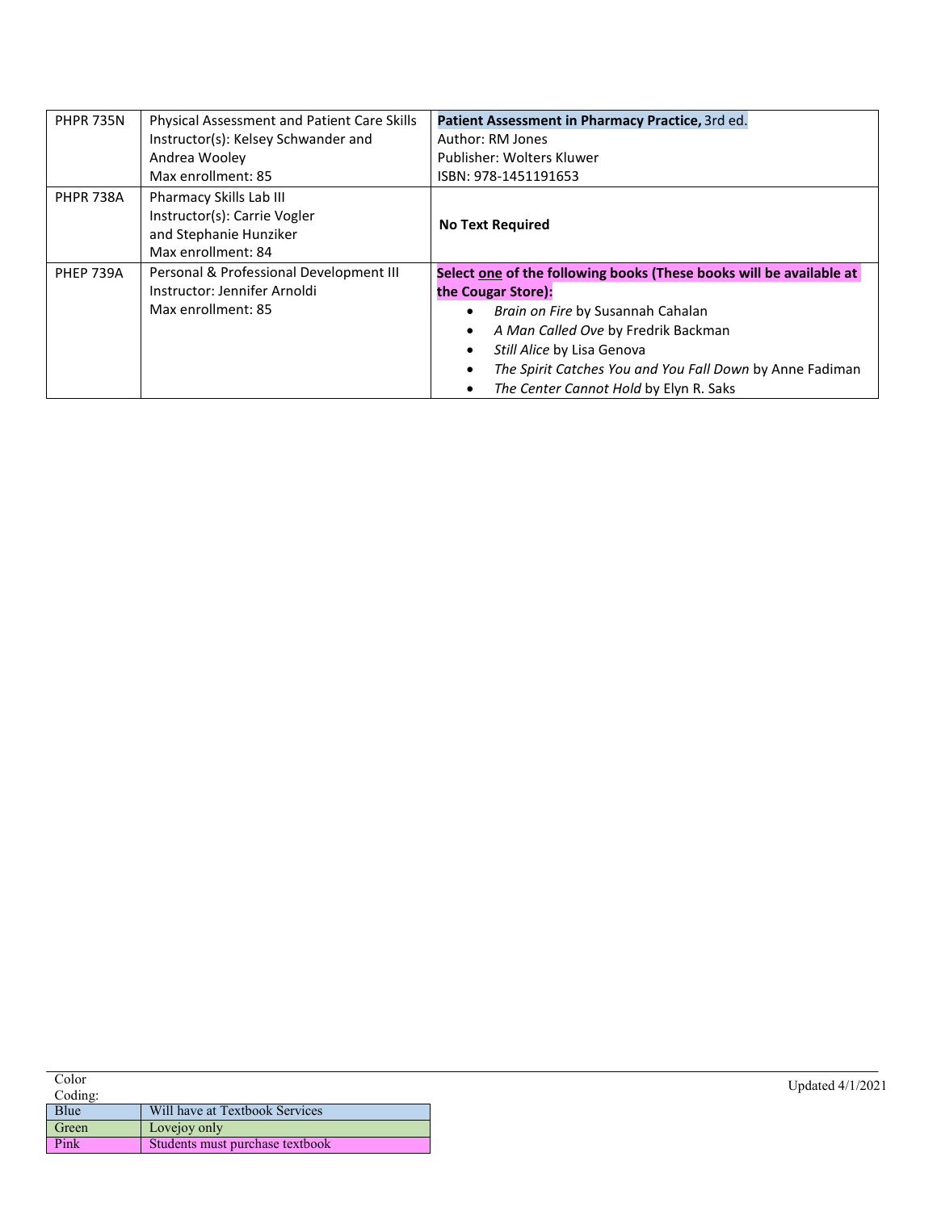| | | |
|---|---|---|
| PHPR 735N | Physical Assessment and Patient Care Skills<br>Instructor(s): Kelsey Schwander and Andrea Wooley<br>Max enrollment: 85 | **Patient Assessment in Pharmacy Practice,** 3rd ed.<br>Author: RM Jones<br>Publisher: Wolters Kluwer<br>ISBN: 978-1451191653 |
| PHPR 738A | Pharmacy Skills Lab III<br>Instructor(s): Carrie Vogler and Stephanie Hunziker<br>Max enrollment: 84 | **No Text Required** |
| PHEP 739A | Personal & Professional Development III<br>Instructor: Jennifer Arnoldi<br>Max enrollment: 85 | **Select one of the following books (These books will be available at the Cougar Store):**<br>• *Brain on Fire* by Susannah Cahalan<br>• *A Man Called Ove* by Fredrik Backman<br>• *Still Alice* by Lisa Genova<br>• *The Spirit Catches You and You Fall Down* by Anne Fadiman<br>• *The Center Cannot Hold* by Elyn R. Saks |

Color Coding:

| | |
|---|---|
| Blue | Will have at Textbook Services |
| Green | Lovejoy only |
| Pink | Students must purchase textbook |

Updated 4/1/2021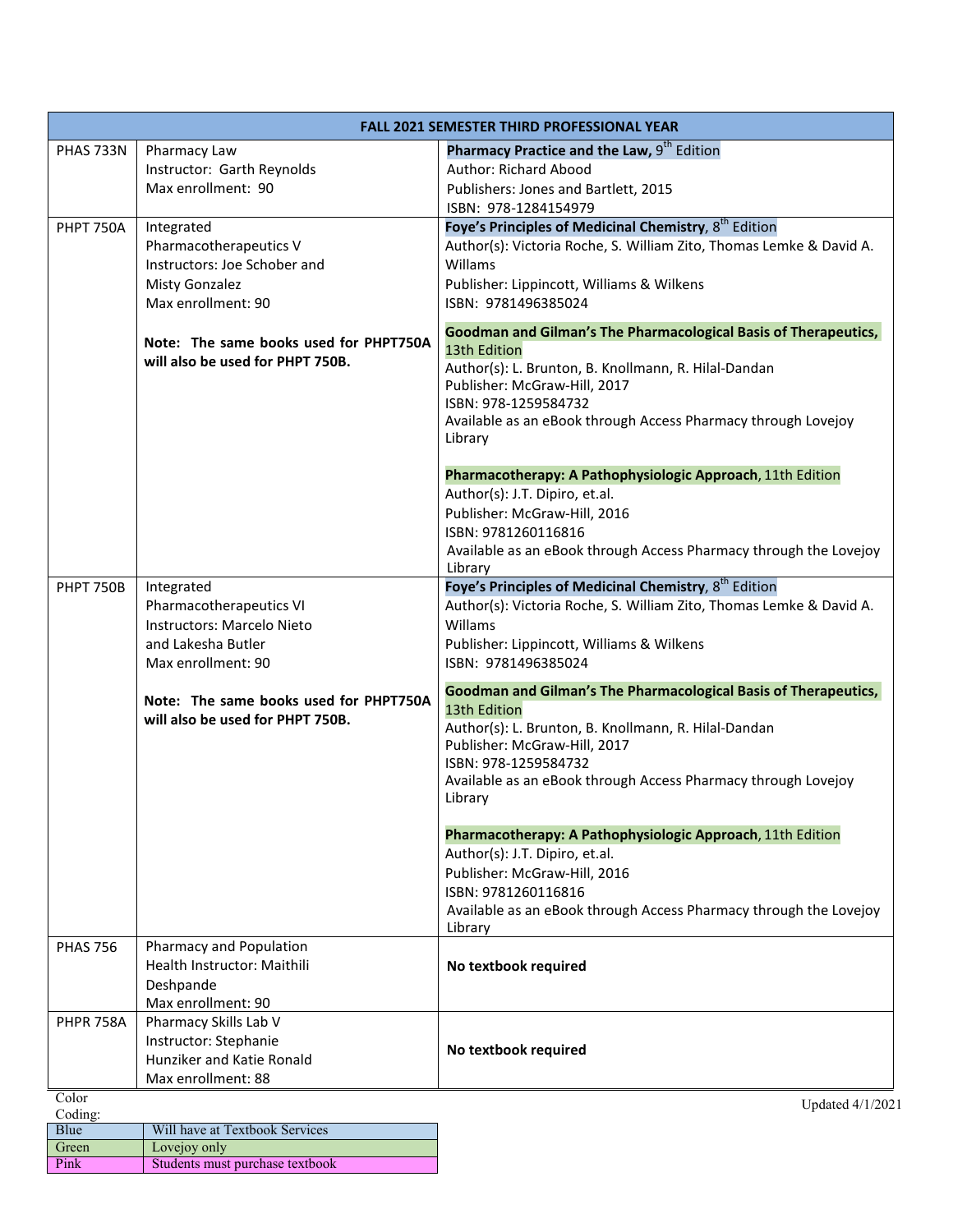| FALL 2021 SEMESTER THIRD PROFESSIONAL YEAR | | |
|---|---|---|
| PHAS 733N | Pharmacy Law<br>Instructor: Garth Reynolds<br>Max enrollment: 90 | **Pharmacy Practice and the Law**, 9th Edition<br>Author: Richard Abood<br>Publishers: Jones and Bartlett, 2015<br>ISBN: 978-1284154979 |
| PHPT 750A | Integrated Pharmacotherapeutics V<br>Instructors: Joe Schober and Misty Gonzalez<br>Max enrollment: 90<br><br>**Note: The same books used for PHPT750A will also be used for PHPT 750B.** | **Foye's Principles of Medicinal Chemistry**, 8th Edition<br>Author(s): Victoria Roche, S. William Zito, Thomas Lemke & David A. Willams<br>Publisher: Lippincott, Williams & Wilkens<br>ISBN: 9781496385024<br><br>**Goodman and Gilman's The Pharmacological Basis of Therapeutics,** 13th Edition<br>Author(s): L. Brunton, B. Knollmann, R. Hilal-Dandan<br>Publisher: McGraw-Hill, 2017<br>ISBN: 978-1259584732<br>Available as an eBook through Access Pharmacy through Lovejoy Library<br><br>**Pharmacotherapy: A Pathophysiologic Approach**, 11th Edition<br>Author(s): J.T. Dipiro, et.al.<br>Publisher: McGraw-Hill, 2016<br>ISBN: 9781260116816<br>Available as an eBook through Access Pharmacy through the Lovejoy Library |
| PHPT 750B | Integrated Pharmacotherapeutics VI<br>Instructors: Marcelo Nieto and Lakesha Butler<br>Max enrollment: 90<br><br>**Note: The same books used for PHPT750A will also be used for PHPT 750B.** | **Foye's Principles of Medicinal Chemistry**, 8th Edition<br>Author(s): Victoria Roche, S. William Zito, Thomas Lemke & David A. Willams<br>Publisher: Lippincott, Williams & Wilkens<br>ISBN: 9781496385024<br><br>**Goodman and Gilman's The Pharmacological Basis of Therapeutics,** 13th Edition<br>Author(s): L. Brunton, B. Knollmann, R. Hilal-Dandan<br>Publisher: McGraw-Hill, 2017<br>ISBN: 978-1259584732<br>Available as an eBook through Access Pharmacy through Lovejoy Library<br><br>**Pharmacotherapy: A Pathophysiologic Approach**, 11th Edition<br>Author(s): J.T. Dipiro, et.al.<br>Publisher: McGraw-Hill, 2016<br>ISBN: 9781260116816<br>Available as an eBook through Access Pharmacy through the Lovejoy Library |
| PHAS 756 | Pharmacy and Population Health Instructor: Maithili Deshpande<br>Max enrollment: 90 | **No textbook required** |
| PHPR 758A | Pharmacy Skills Lab V<br>Instructor: Stephanie Hunziker and Katie Ronald<br>Max enrollment: 88 | **No textbook required** |

Color Coding:

| | |
|---|---|
| Blue | Will have at Textbook Services |
| Green | Lovejoy only |
| Pink | Students must purchase textbook |

Updated 4/1/2021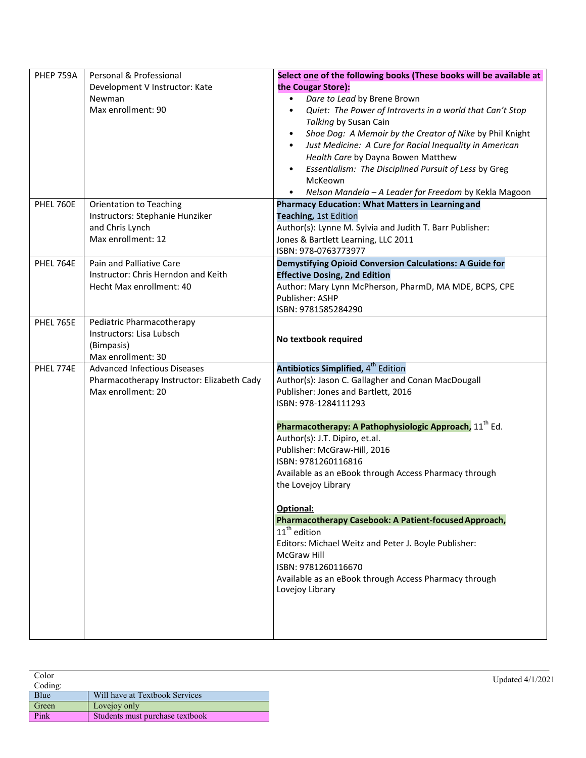| | | |
|---|---|---|
| PHEP 759A | Personal & Professional Development V Instructor: Kate Newman<br>Max enrollment: 90 | **Select <u>one</u> of the following books (These books will be available at the Cougar Store):**<br>• *Dare to Lead* by Brene Brown<br>• *Quiet: The Power of Introverts in a world that Can't Stop Talking* by Susan Cain<br>• *Shoe Dog: A Memoir by the Creator of Nike* by Phil Knight<br>• *Just Medicine: A Cure for Racial Inequality in American Health Care* by Dayna Bowen Matthew<br>• *Essentialism: The Disciplined Pursuit of Less* by Greg McKeown<br>• *Nelson Mandela – A Leader for Freedom* by Kekla Magoon |
| PHEL 760E | Orientation to Teaching<br>Instructors: Stephanie Hunziker and Chris Lynch<br>Max enrollment: 12 | **Pharmacy Education: What Matters in Learning and Teaching,** 1st Edition<br>Author(s): Lynne M. Sylvia and Judith T. Barr Publisher: Jones & Bartlett Learning, LLC 2011<br>ISBN: 978-0763773977 |
| PHEL 764E | Pain and Palliative Care<br>Instructor: Chris Herndon and Keith Hecht Max enrollment: 40 | **Demystifying Opioid Conversion Calculations: A Guide for Effective Dosing, 2nd Edition**<br>Author: Mary Lynn McPherson, PharmD, MA MDE, BCPS, CPE<br>Publisher: ASHP<br>ISBN: 9781585284290 |
| PHEL 765E | Pediatric Pharmacotherapy<br>Instructors: Lisa Lubsch (Bimpasis)<br>Max enrollment: 30 | **No textbook required** |
| PHEL 774E | Advanced Infectious Diseases Pharmacotherapy Instructor: Elizabeth Cady<br>Max enrollment: 20 | **Antibiotics Simplified,** 4th Edition<br>Author(s): Jason C. Gallagher and Conan MacDougall<br>Publisher: Jones and Bartlett, 2016<br>ISBN: 978-1284111293<br><br>**Pharmacotherapy: A Pathophysiologic Approach,** 11th Ed.<br>Author(s): J.T. Dipiro, et.al.<br>Publisher: McGraw-Hill, 2016<br>ISBN: 9781260116816<br>Available as an eBook through Access Pharmacy through the Lovejoy Library<br><br>**<u>Optional:</u>**<br>**Pharmacotherapy Casebook: A Patient-focused Approach,** 11th edition<br>Editors: Michael Weitz and Peter J. Boyle Publisher: McGraw Hill<br>ISBN: 9781260116670<br>Available as an eBook through Access Pharmacy through Lovejoy Library |

Color Coding:

| | |
|---|---|
| Blue | Will have at Textbook Services |
| Green | Lovejoy only |
| Pink | Students must purchase textbook |

Updated 4/1/2021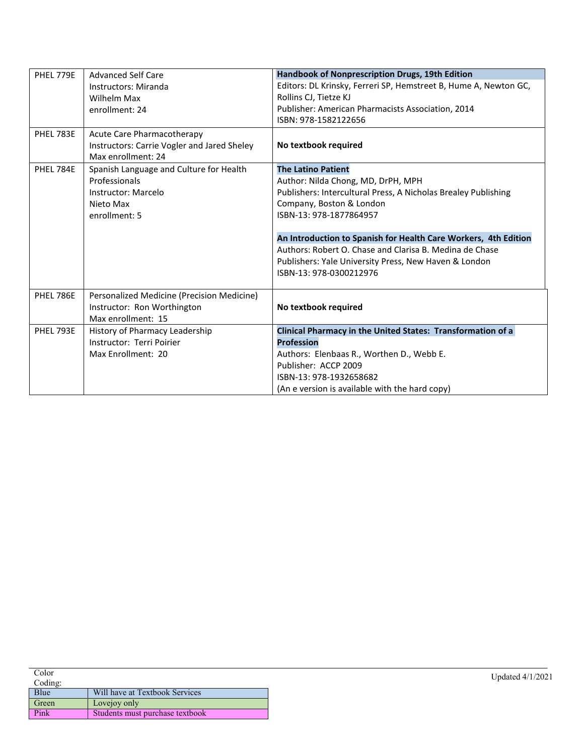| PHEL 779E | Advanced Self Care<br>Instructors: Miranda Wilhelm Max enrollment: 24 | **Handbook of Nonprescription Drugs, 19th Edition**<br>Editors: DL Krinsky, Ferreri SP, Hemstreet B, Hume A, Newton GC, Rollins CJ, Tietze KJ<br>Publisher: American Pharmacists Association, 2014<br>ISBN: 978-1582122656 |
|---|---|---|
| PHEL 783E | Acute Care Pharmacotherapy<br>Instructors: Carrie Vogler and Jared Sheley<br>Max enrollment: 24 | **No textbook required** |
| PHEL 784E | Spanish Language and Culture for Health Professionals<br>Instructor: Marcelo Nieto Max enrollment: 5 | **The Latino Patient**<br>Author: Nilda Chong, MD, DrPH, MPH<br>Publishers: Intercultural Press, A Nicholas Brealey Publishing Company, Boston & London<br>ISBN-13: 978-1877864957<br><br>**An Introduction to Spanish for Health Care Workers, 4th Edition**<br>Authors: Robert O. Chase and Clarisa B. Medina de Chase<br>Publishers: Yale University Press, New Haven & London<br>ISBN-13: 978-0300212976 |
| PHEL 786E | Personalized Medicine (Precision Medicine)<br>Instructor: Ron Worthington<br>Max enrollment: 15 | **No textbook required** |
| PHEL 793E | History of Pharmacy Leadership<br>Instructor: Terri Poirier<br>Max Enrollment: 20 | **Clinical Pharmacy in the United States: Transformation of a Profession**<br>Authors: Elenbaas R., Worthen D., Webb E.<br>Publisher: ACCP 2009<br>ISBN-13: 978-1932658682<br>(An e version is available with the hard copy) |

Color Coding:

| Blue | Will have at Textbook Services |
|---|---|
| Green | Lovejoy only |
| Pink | Students must purchase textbook |

Updated 4/1/2021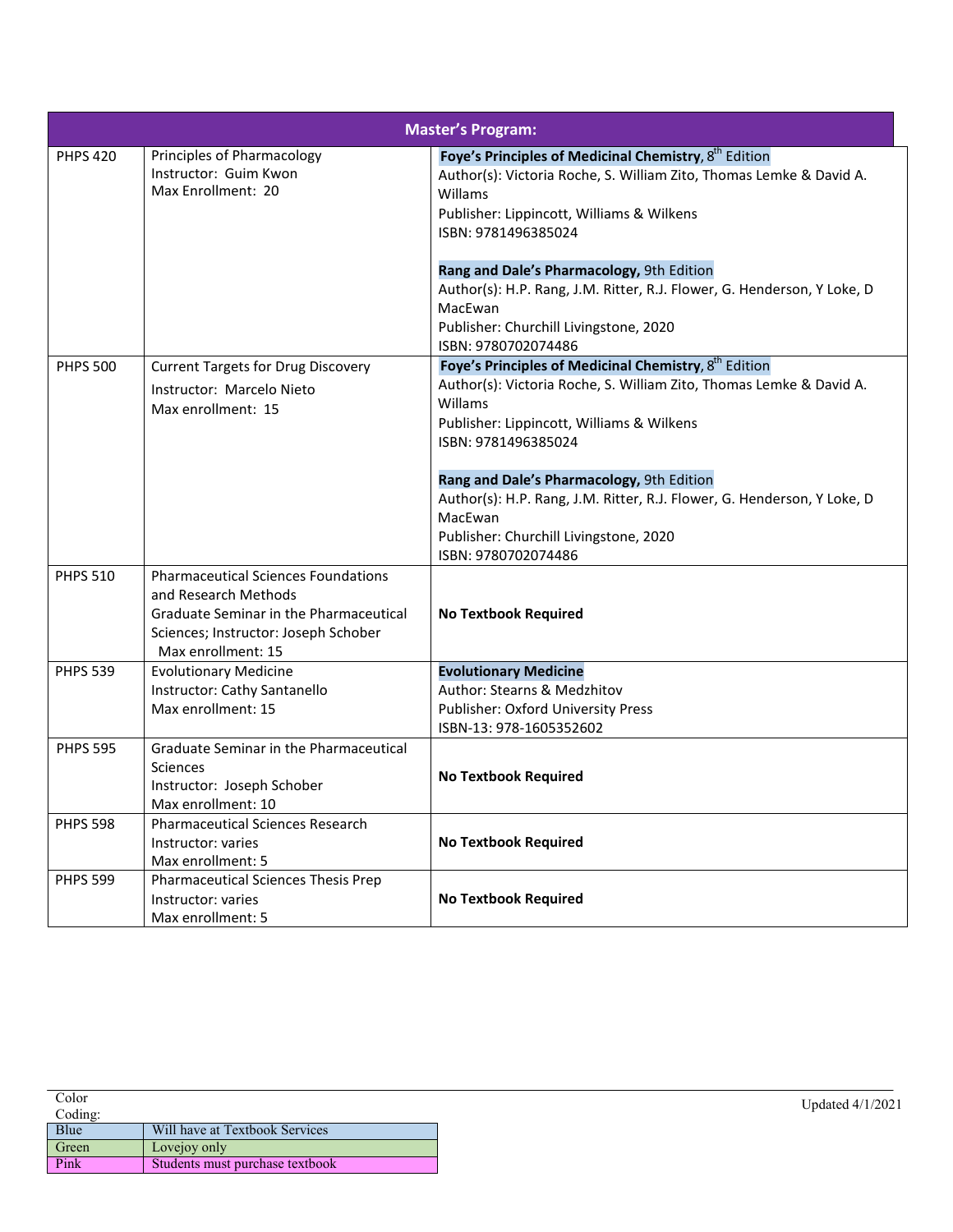| Master's Program: | | |
|---|---|---|
| PHPS 420 | Principles of Pharmacology<br>Instructor: Guim Kwon<br>Max Enrollment: 20 | **Foye's Principles of Medicinal Chemistry**, 8th Edition<br>Author(s): Victoria Roche, S. William Zito, Thomas Lemke & David A. Willams<br>Publisher: Lippincott, Williams & Wilkens<br>ISBN: 9781496385024<br><br>**Rang and Dale's Pharmacology,** 9th Edition<br>Author(s): H.P. Rang, J.M. Ritter, R.J. Flower, G. Henderson, Y Loke, D MacEwan<br>Publisher: Churchill Livingstone, 2020<br>ISBN: 9780702074486 |
| PHPS 500 | Current Targets for Drug Discovery<br>Instructor: Marcelo Nieto<br>Max enrollment: 15 | **Foye's Principles of Medicinal Chemistry**, 8th Edition<br>Author(s): Victoria Roche, S. William Zito, Thomas Lemke & David A. Willams<br>Publisher: Lippincott, Williams & Wilkens<br>ISBN: 9781496385024<br><br>**Rang and Dale's Pharmacology,** 9th Edition<br>Author(s): H.P. Rang, J.M. Ritter, R.J. Flower, G. Henderson, Y Loke, D MacEwan<br>Publisher: Churchill Livingstone, 2020<br>ISBN: 9780702074486 |
| PHPS 510 | Pharmaceutical Sciences Foundations and Research Methods<br>Graduate Seminar in the Pharmaceutical Sciences; Instructor: Joseph Schober<br>Max enrollment: 15 | **No Textbook Required** |
| PHPS 539 | Evolutionary Medicine<br>Instructor: Cathy Santanello<br>Max enrollment: 15 | **Evolutionary Medicine**<br>Author: Stearns & Medzhitov<br>Publisher: Oxford University Press<br>ISBN-13: 978-1605352602 |
| PHPS 595 | Graduate Seminar in the Pharmaceutical Sciences<br>Instructor: Joseph Schober<br>Max enrollment: 10 | **No Textbook Required** |
| PHPS 598 | Pharmaceutical Sciences Research<br>Instructor: varies<br>Max enrollment: 5 | **No Textbook Required** |
| PHPS 599 | Pharmaceutical Sciences Thesis Prep<br>Instructor: varies<br>Max enrollment: 5 | **No Textbook Required** |

Color Coding:

| | |
|---|---|
| Blue | Will have at Textbook Services |
| Green | Lovejoy only |
| Pink | Students must purchase textbook |

Updated 4/1/2021